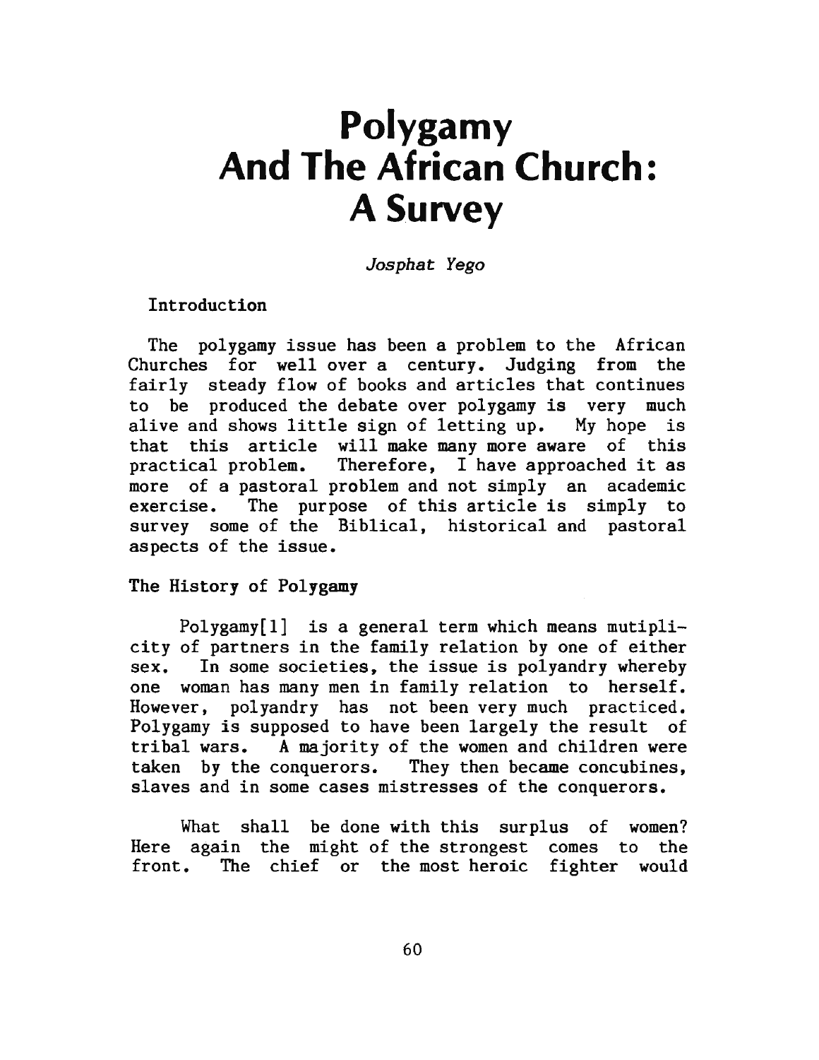# Polygamy And The African Church: A Survey

*Josphat Yego*

## Introduction

The polygamy issue has been a problem to the African Churches for well over a century. Judging from the fairly steady flow of books and articles that continues to be produced the debate over polygamy is very much alive and shows little sign of letting up. My hope is that this article will make many more aware of this practical problem. Therefore, I have approached it as more of a pastoral problem and not simply an academic exercise. The purpose of this article is simply to survey some of the Biblical, historical and pastoral aspects of the issue.

## The History of Polygamy

Polygamy[1] is a general term which means mutiplicity of partners in the family relation by one of either sex. In some societies, the issue is polyandry whereby one woman has many men in family relation to herself. However, polyandry has not been very much practiced. Polygamy is supposed to have been largely the result of tribal wars. A majority of the women and children were taken by the conquerors. They then became concubines, slaves and in some cases mistresses of the conquerors.

What shall be done with this surplus of women? Here again the might of the strongest comes to the front. The chief or the most heroic fighter would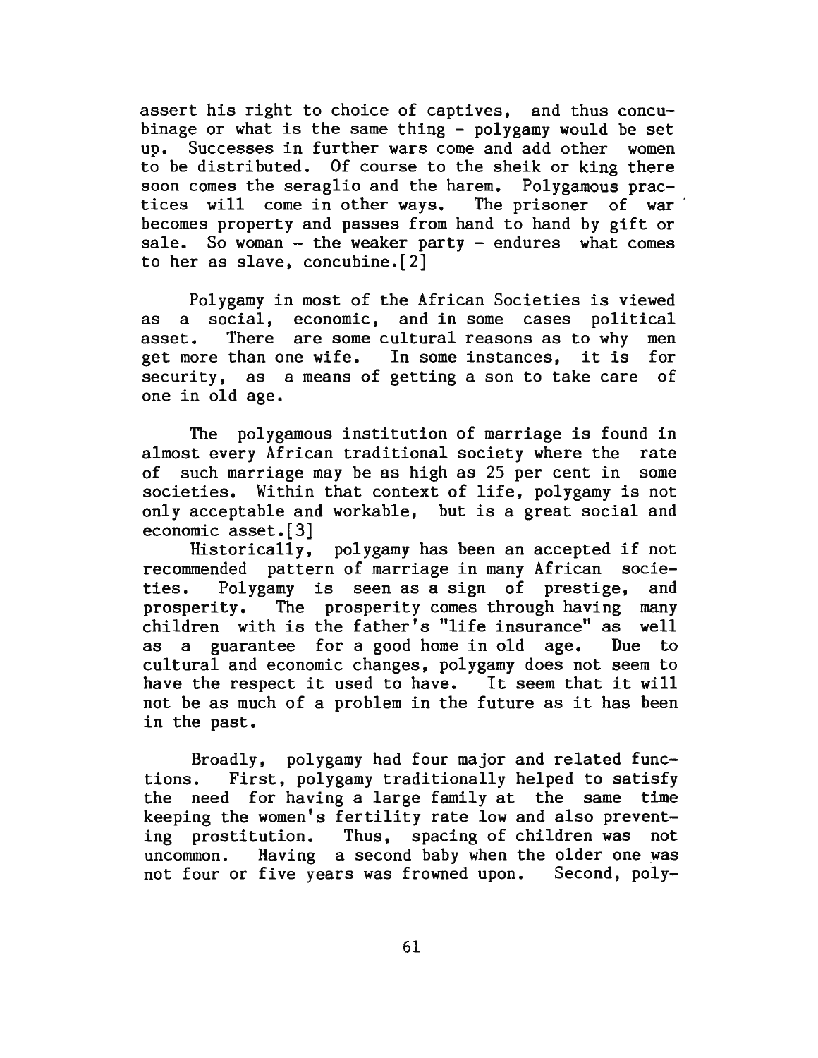assert his right to choice of captives, and thus concubinage or what is the same thing - polygamy would be set up. Successes in further wars come and add other women to be distributed. Of course to the sheik or king there soon comes the seraglio and the harem. Polygamous practices will come in other ways. The prisoner of war becomes property and passes from hand to hand by gift or sale. So woman - the weaker party - endures what comes to her as slave, concubine.[2]

Polygamy in most of the African Societies is viewed as a social, economic, and in some cases political asset. There are some cultural reasons as to why men get more than one wife. In some instances, it is for security, as a means of getting a son to take care of one in old age.

The polygamous institution of marriage is found in almost every African traditional society where the rate of such marriage may be as high as 25 per cent in some societies. Within that context of life, polygamy is not only acceptable and workable, but is a great social and economic asset.[3]

Historically, polygamy has been an accepted if not recommended pattern of marriage in many African societies. Polygamy is seen as a sign of prestige, and prosperity. The prosperity comes through having many children with is the father's "life insurance" as well as a guarantee for a good home in old age. Due to cultural and economic changes, polygamy does not seem to have the respect it used to have. It seem that it will not be as much of a problem in the future as it has been in the past.

Broadly, polygamy had four major and related functions. First, polygamy traditionally helped to satisfy the need for having a large family at the same time keeping the women's fertility rate low and also preventing prostitution. Thus, spacing of children was not uncommon. Having a second baby when the older one was not four or five years was frowned upon. Second, poly-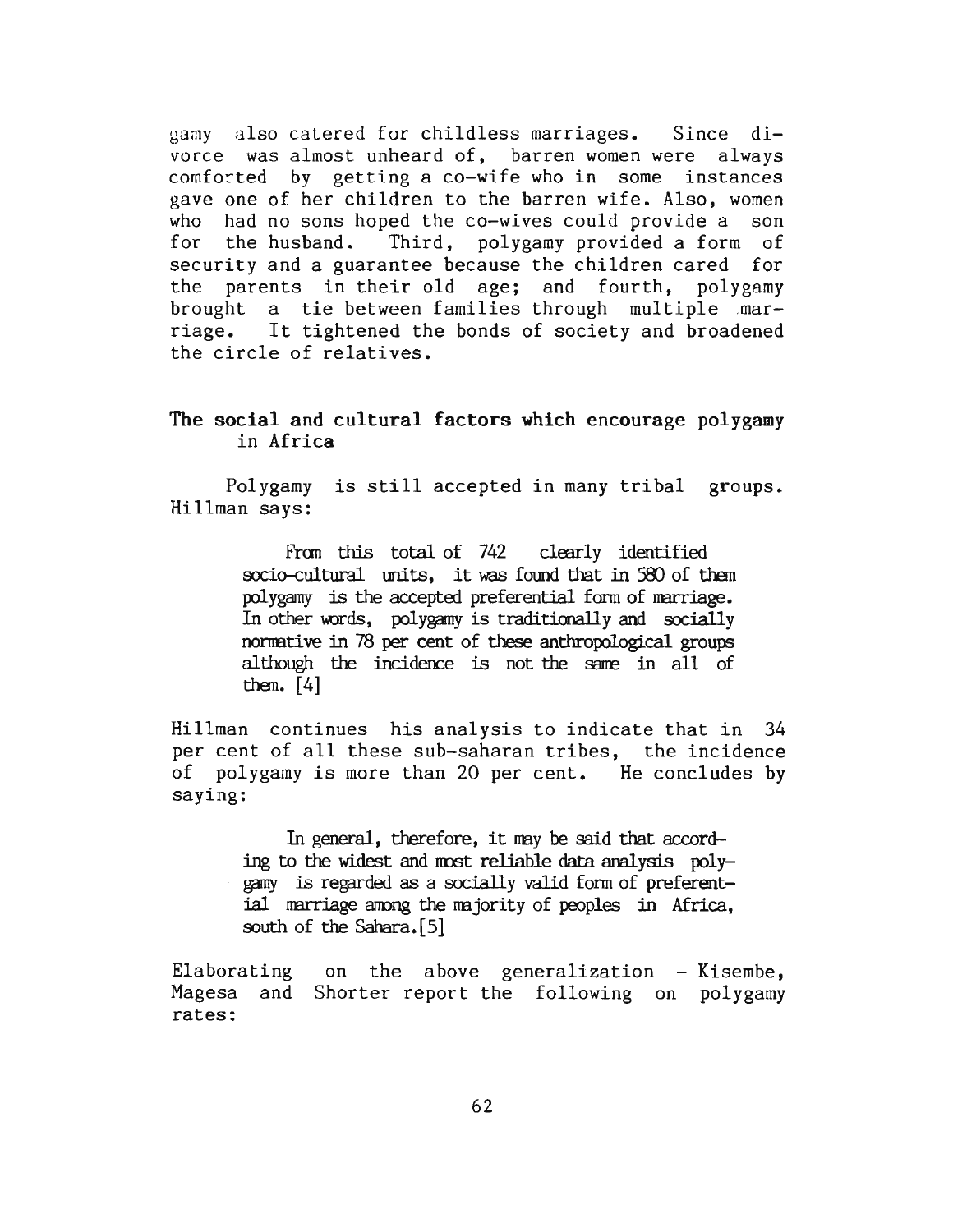gamy also catered for childless marriages. Since divorce was almost unheard of, barren women were always comforted by getting a co-wife who in some instances gave one of her children to the barren wife. Also, women who had no sons hoped the co-wives could provide a son for the husband. Third, polygamy provided a form of security and a guarantee because the children cared for the parents in their old age; and fourth, polygamy brought a tie between families through multiple marriage. It tightened the bonds of society and broadened the circle of relatives.

## The social and cultural factors which encourage polygamy in Africa

Polygamy is still accepted in many tribal groups. Hillman says:

> From this total of 742 clearly identified socio-cultural units, it was found that in 580 of them polygamy is the accepted preferential form of marriage. In other words, polygamy is traditionally and socially normative in 78 per cent of these anthropological groups although the incidence is not the same in all of them. [4]

Hillman continues his analysis to indicate that in 34 per cent of all these sub-saharan tribes, the incidence of polygamy is more than 20 per cent. He concludes by saying:

> In general, therefore, it may be said that according to the widest and most reliable data analysis polygamy is regarded as a socially valid form of preferential marriage among the majority of peoples in Africa, south of the Sahara.[5]

Elaborating on the above generalization - Kisembe, Magesa and Shorter report the following on polygamy rates: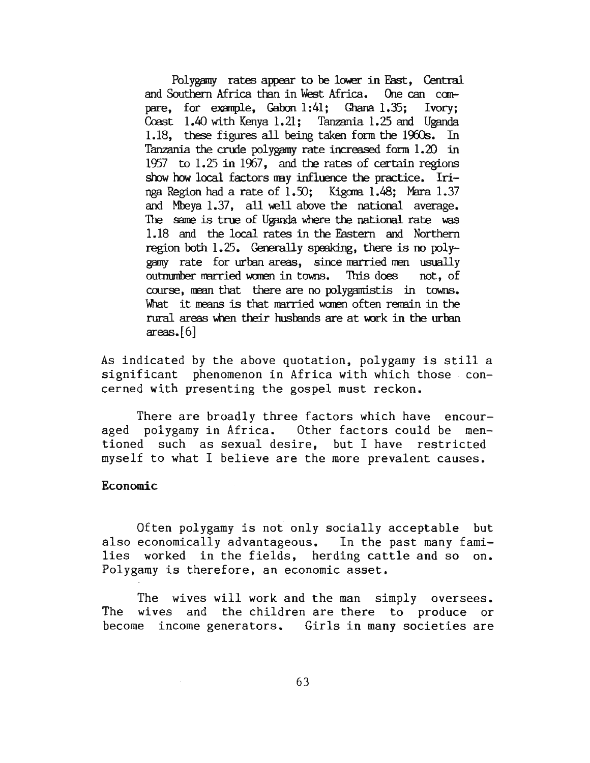> Polygamy rates appear to be lower in East, Central and Southern Africa than in West Africa. One can compare, for example, Gabon 1:41; Ghana 1.35; Ivory; Coast 1.40 with Kenya 1.21; Tanzania 1.25 and Uganda 1.18, these figures all being taken form the 1960s. In Tanzania the crude polygamy rate increased form 1.20 in 1957 to 1.25 in 1967, and the rates of certain regions show how local factors may influence the practice. Iringa Region had a rate of 1.50; Kigoma 1.48; Mara 1.37 and Mbeya 1.37, all well above the national average. The same is true of Uganda where the national rate was 1.18 and the local rates in the Eastern and Northern region both 1.25. Generally speaking, there is no polygamy rate for urban areas, since married men usually outnumber married women in towns. This does not, of course, mean that there are no polygamistis in towns. What it means is that married women often remain in the rural areas when their husbands are at work in the urban areas.[6]

As indicated by the above quotation, polygamy is still a significant phenomenon in Africa with which those concerned with presenting the gospel must reckon.

There are broadly three factors which have encouraged polygamy in Africa. Other factors could be mentioned such as sexual desire, but I have restricted myself to what I believe are the more prevalent causes.

**Economic**

Often polygamy is not only socially acceptable but also economically advantageous. In the past many families worked in the fields, herding cattle and so on. Polygamy is therefore, an economic asset.

The wives will work and the man simply oversees. The wives and the children are there to produce or become income generators. Girls in many societies are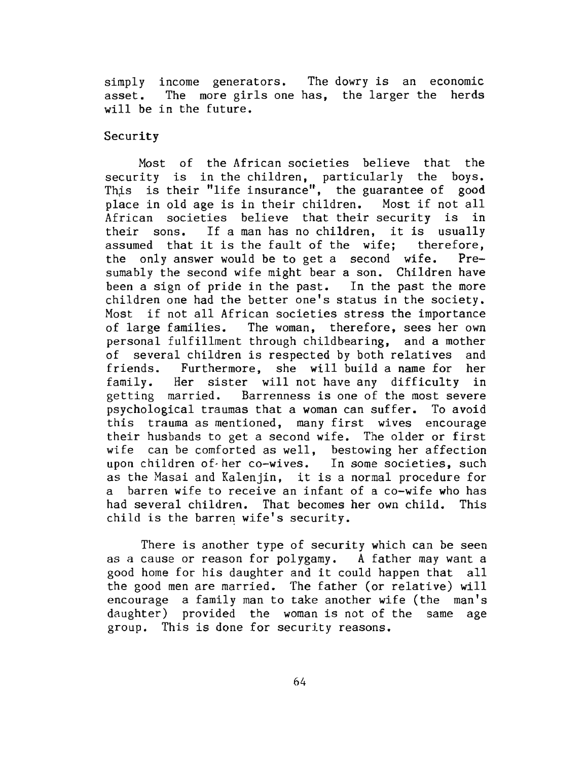simply income generators. The dowry is an economic asset. The more girls one has, the larger the herds will be in the future.

## Security

Most of the African societies believe that the security is in the children, particularly the boys. This is their "life insurance", the guarantee of good place in old age is in their children. Most if not all African societies believe that their security is in their sons. If a man has no children, it is usually assumed that it is the fault of the wife; therefore, the only answer would be to get a second wife. Presumably the second wife might bear a son. Children have been a sign of pride in the past. In the past the more children one had the better one's status in the society. Most if not all African societies stress the importance of large families. The woman, therefore, sees her own personal fulfillment through childbearing, and a mother of several children is respected by both relatives and friends. Furthermore, she will build a name for her family. Her sister will not have any difficulty in getting married. Barrenness is one of the most severe psychological traumas that a woman can suffer. To avoid this trauma as mentioned, many first wives encourage their husbands to get a second wife. The older or first wife can be comforted as well, bestowing her affection upon children of her co-wives. In some societies, such as the Masai and Kalenjin, it is a normal procedure for a barren wife to receive an infant of a co-wife who has had several children. That becomes her own child. This child is the barren wife's security.

There is another type of security which can be seen as a cause or reason for polygamy. A father may want a good home for his daughter and it could happen that all the good men are married. The father (or relative) will encourage a family man to take another wife (the man's daughter) provided the woman is not of the same age group. This is done for security reasons.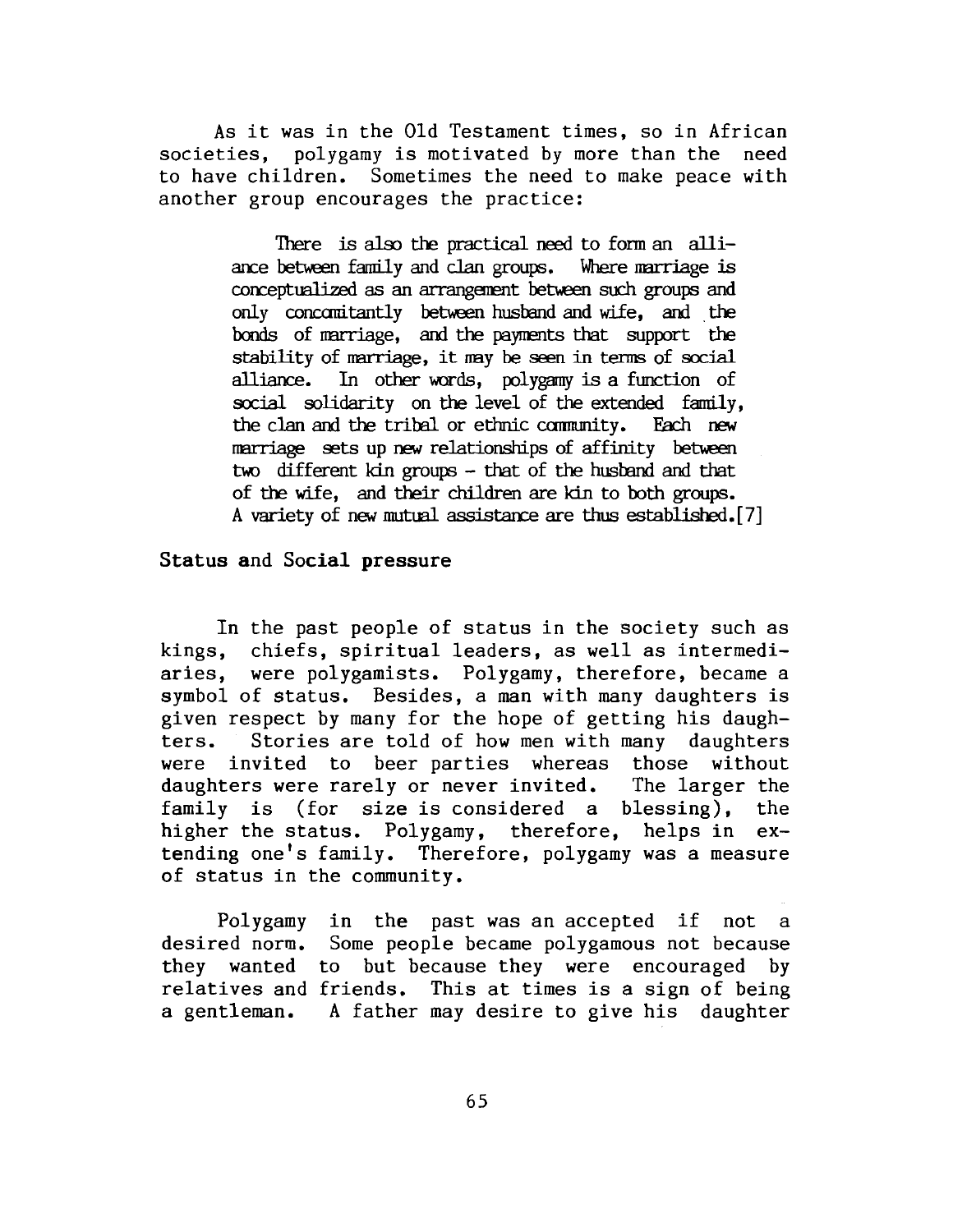As it was in the Old Testament times, so in African societies, polygamy is motivated by more than the need to have children. Sometimes the need to make peace with another group encourages the practice:

> There is also the practical need to form an alliance between family and clan groups. Where marriage is conceptualized as an arrangement between such groups and only concomitantly between husband and wife, and the bonds of marriage, and the payments that support the stability of marriage, it may be seen in terms of social alliance. In other words, polygamy is a function of social solidarity on the level of the extended family, the clan and the tribal or ethnic community. Each new marriage sets up new relationships of affinity between two different kin groups - that of the husband and that of the wife, and their children are kin to both groups. A variety of new mutual assistance are thus established.[7]

### Status and Social pressure

In the past people of status in the society such as kings, chiefs, spiritual leaders, as well as intermediaries, were polygamists. Polygamy, therefore, became a symbol of status. Besides, a man with many daughters is given respect by many for the hope of getting his daughters. Stories are told of how men with many daughters were invited to beer parties whereas those without daughters were rarely or never invited. The larger the family is (for size is considered a blessing), the higher the status. Polygamy, therefore, helps in extending one's family. Therefore, polygamy was a measure of status in the community.

Polygamy in the past was an accepted if not a desired norm. Some people became polygamous not because they wanted to but because they were encouraged by relatives and friends. This at times is a sign of being a gentleman. A father may desire to give his daughter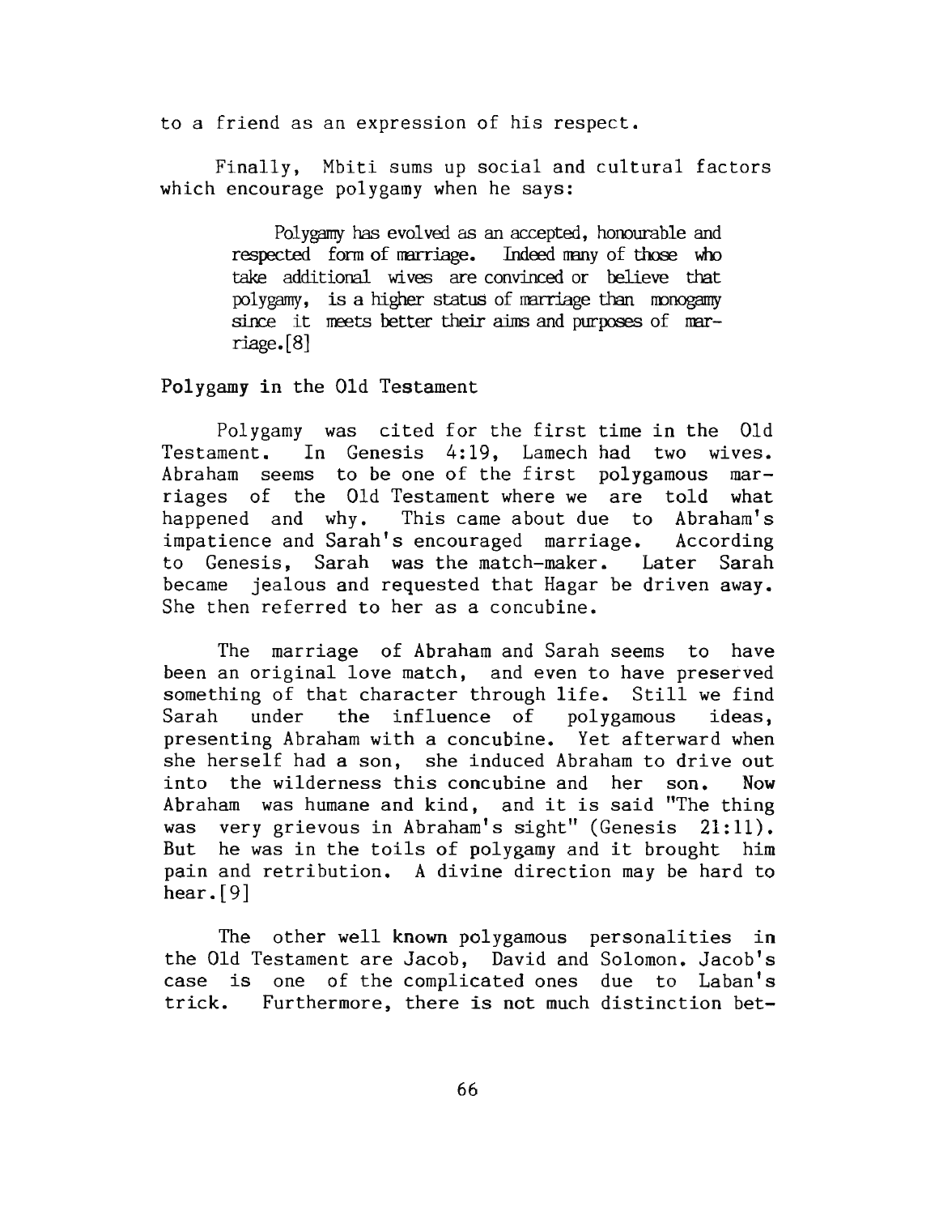to a friend as an expression of his respect.

Finally, Mbiti sums up social and cultural factors which encourage polygamy when he says:

> Polygamy has evolved as an accepted, honourable and respected form of marriage. Indeed many of those who take additional wives are convinced or believe that polygamy, is a higher status of marriage than monogamy since it meets better their aims and purposes of marriage.[8]

## Polygamy in the Old Testament

Polygamy was cited for the first time in the Old Testament. In Genesis 4:19, Lamech had two wives. Abraham seems to be one of the first polygamous marriages of the Old Testament where we are told what happened and why. This came about due to Abraham's impatience and Sarah's encouraged marriage. According to Genesis, Sarah was the match-maker. Later Sarah became jealous and requested that Hagar be driven away. She then referred to her as a concubine.

The marriage of Abraham and Sarah seems to have been an original love match, and even to have preserved something of that character through life. Still we find Sarah under the influence of polygamous ideas, presenting Abraham with a concubine. Yet afterward when she herself had a son, she induced Abraham to drive out into the wilderness this concubine and her son. Now Abraham was humane and kind, and it is said "The thing was very grievous in Abraham's sight" (Genesis 21:11). But he was in the toils of polygamy and it brought him pain and retribution. A divine direction may be hard to hear.[9]

The other well known polygamous personalities in the Old Testament are Jacob, David and Solomon. Jacob's case is one of the complicated ones due to Laban's trick. Furthermore, there is not much distinction bet-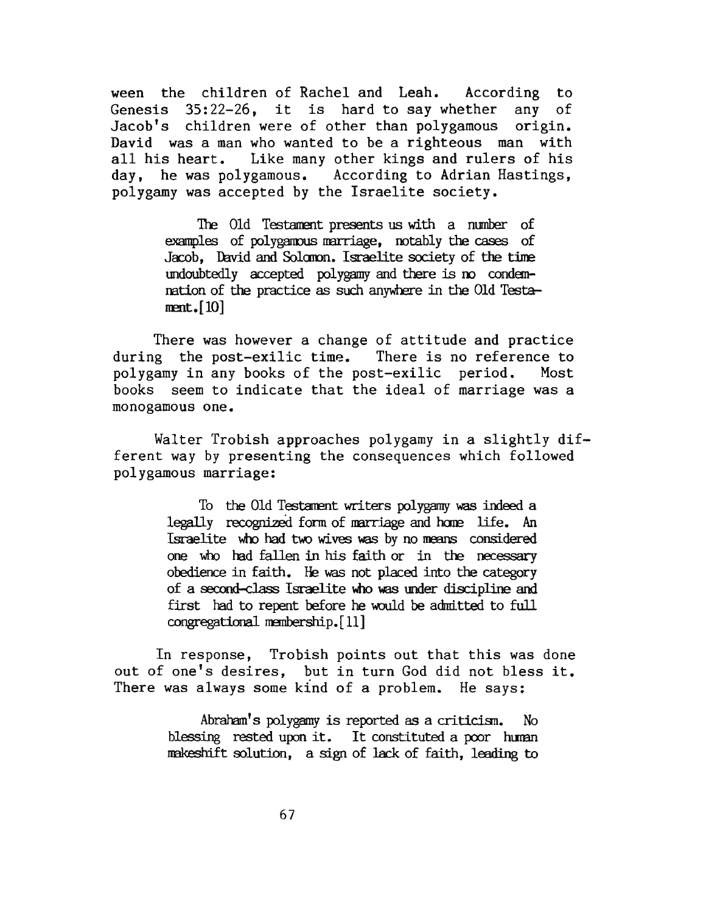ween the children of Rachel and Leah. According to Genesis 35:22-26, it is hard to say whether any of Jacob's children were of other than polygamous origin. David was a man who wanted to be a righteous man with all his heart. Like many other kings and rulers of his day, he was polygamous. According to Adrian Hastings, polygamy was accepted by the Israelite society.

> The Old Testament presents us with a number of examples of polygamous marriage, notably the cases of Jacob, David and Solomon. Israelite society of the time undoubtedly accepted polygamy and there is no condemnation of the practice as such anywhere in the Old Testament.[10]

There was however a change of attitude and practice during the post-exilic time. There is no reference to polygamy in any books of the post-exilic period. Most books seem to indicate that the ideal of marriage was a monogamous one.

Walter Trobish approaches polygamy in a slightly different way by presenting the consequences which followed polygamous marriage:

> To the Old Testament writers polygamy was indeed a legally recognized form of marriage and home life. An Israelite who had two wives was by no means considered one who had fallen in his faith or in the necessary obedience in faith. He was not placed into the category of a second-class Israelite who was under discipline and first had to repent before he would be admitted to full congregational membership.[11]

In response, Trobish points out that this was done out of one's desires, but in turn God did not bless it. There was always some kind of a problem. He says:

> Abraham's polygamy is reported as a criticism. No blessing rested upon it. It constituted a poor human makeshift solution, a sign of lack of faith, leading to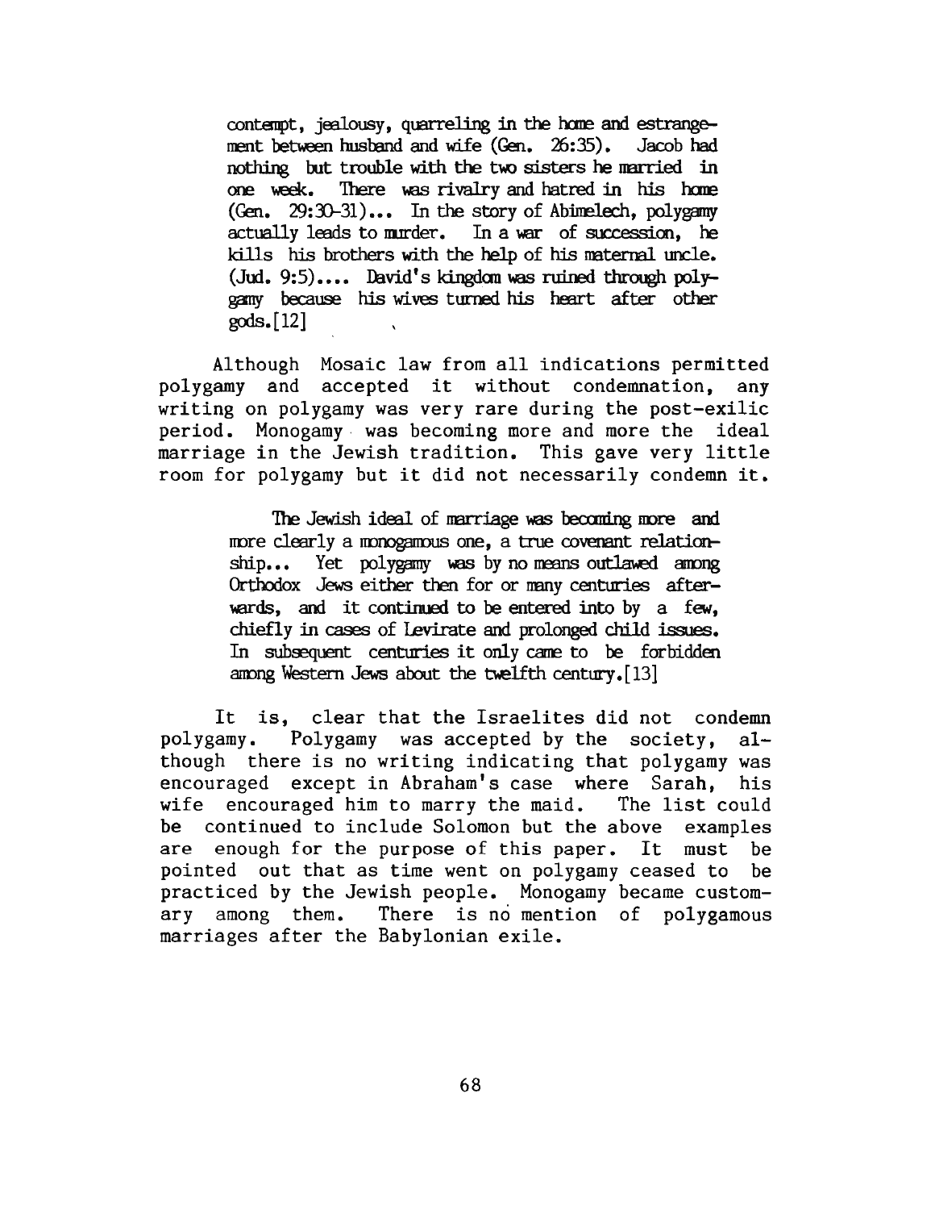> contempt, jealousy, quarreling in the home and estrangement between husband and wife (Gen. 26:35). Jacob had nothing but trouble with the two sisters he married in one week. There was rivalry and hatred in his home (Gen. 29:30-31)... In the story of Abimelech, polygamy actually leads to murder. In a war of succession, he kills his brothers with the help of his maternal uncle. (Jud. 9:5).... David's kingdom was ruined through polygamy because his wives turned his heart after other gods.[12]

Although Mosaic law from all indications permitted polygamy and accepted it without condemnation, any writing on polygamy was very rare during the post-exilic period. Monogamy was becoming more and more the ideal marriage in the Jewish tradition. This gave very little room for polygamy but it did not necessarily condemn it.

> The Jewish ideal of marriage was becoming more and more clearly a monogamous one, a true covenant relationship... Yet polygamy was by no means outlawed among Orthodox Jews either then for or many centuries afterwards, and it continued to be entered into by a few, chiefly in cases of Levirate and prolonged child issues. In subsequent centuries it only came to be forbidden among Western Jews about the twelfth century.[13]

It is, clear that the Israelites did not condemn polygamy. Polygamy was accepted by the society, although there is no writing indicating that polygamy was encouraged except in Abraham's case where Sarah, his wife encouraged him to marry the maid. The list could be continued to include Solomon but the above examples are enough for the purpose of this paper. It must be pointed out that as time went on polygamy ceased to be practiced by the Jewish people. Monogamy became customary among them. There is no mention of polygamous marriages after the Babylonian exile.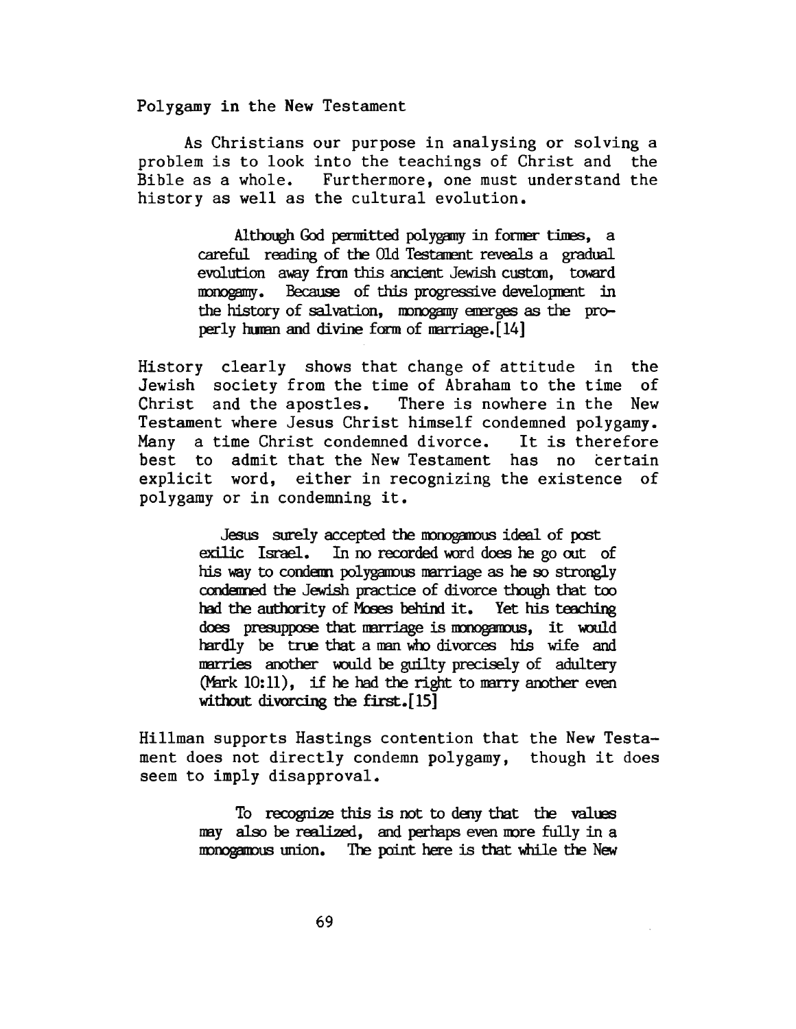## Polygamy in the New Testament

As Christians our purpose in analysing or solving a problem is to look into the teachings of Christ and the Bible as a whole. Furthermore, one must understand the history as well as the cultural evolution.

> Although God permitted polygamy in former times, a careful reading of the Old Testament reveals a gradual evolution away from this ancient Jewish custom, toward monogamy. Because of this progressive development in the history of salvation, monogamy emerges as the properly human and divine form of marriage.[14]

History clearly shows that change of attitude in the Jewish society from the time of Abraham to the time of Christ and the apostles. There is nowhere in the New Testament where Jesus Christ himself condemned polygamy. Many a time Christ condemned divorce. It is therefore best to admit that the New Testament has no certain explicit word, either in recognizing the existence of polygamy or in condemning it.

> Jesus surely accepted the monogamous ideal of post exilic Israel. In no recorded word does he go out of his way to condemn polygamous marriage as he so strongly condemned the Jewish practice of divorce though that too had the authority of Moses behind it. Yet his teaching does presuppose that marriage is monogamous, it would hardly be true that a man who divorces his wife and marries another would be guilty precisely of adultery (Mark 10:11), if he had the right to marry another even without divorcing the first.[15]

Hillman supports Hastings contention that the New Testament does not directly condemn polygamy, though it does seem to imply disapproval.

> To recognize this is not to deny that the values may also be realized, and perhaps even more fully in a monogamous union. The point here is that while the New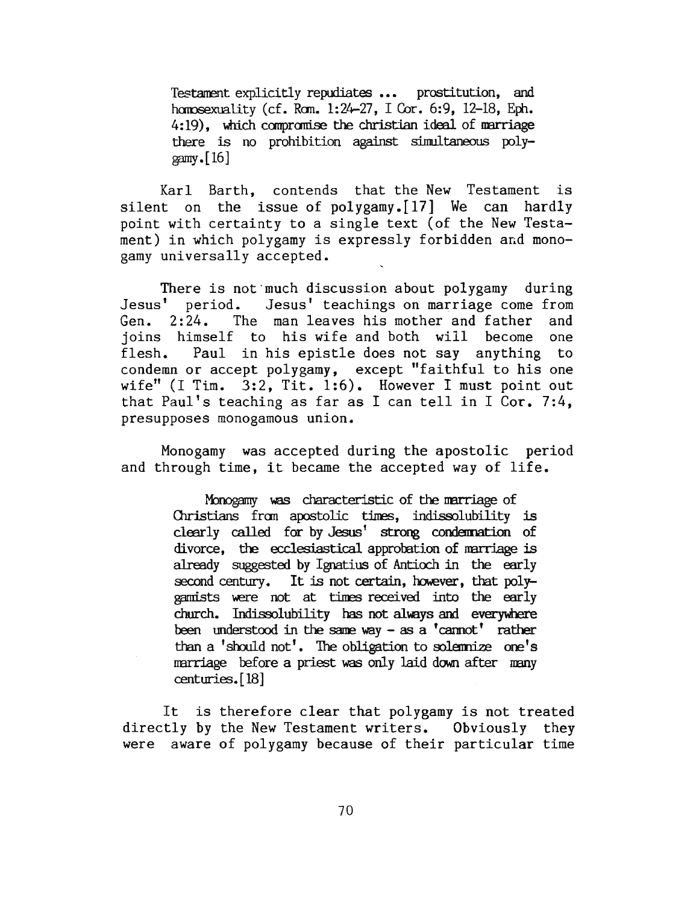> Testament explicitly repudiates ... prostitution, and homosexuality (cf. Rom. 1:24-27, I Cor. 6:9, 12-18, Eph. 4:19), which compromise the christian ideal of marriage there is no prohibition against simultaneous polygamy.[16]

Karl Barth, contends that the New Testament is silent on the issue of polygamy.[17] We can hardly point with certainty to a single text (of the New Testament) in which polygamy is expressly forbidden and monogamy universally accepted.

There is not much discussion about polygamy during Jesus' period. Jesus' teachings on marriage come from Gen. 2:24. The man leaves his mother and father and joins himself to his wife and both will become one flesh. Paul in his epistle does not say anything to condemn or accept polygamy, except "faithful to his one wife" (I Tim. 3:2, Tit. 1:6). However I must point out that Paul's teaching as far as I can tell in I Cor. 7:4, presupposes monogamous union.

Monogamy was accepted during the apostolic period and through time, it became the accepted way of life.

> Monogamy was characteristic of the marriage of Christians from apostolic times, indissolubility is clearly called for by Jesus' strong condemnation of divorce, the ecclesiastical approbation of marriage is already suggested by Ignatius of Antioch in the early second century. It is not certain, however, that polygamists were not at times received into the early church. Indissolubility has not always and everywhere been understood in the same way - as a 'cannot' rather than a 'should not'. The obligation to solemnize one's marriage before a priest was only laid down after many centuries.[18]

It is therefore clear that polygamy is not treated directly by the New Testament writers. Obviously they were aware of polygamy because of their particular time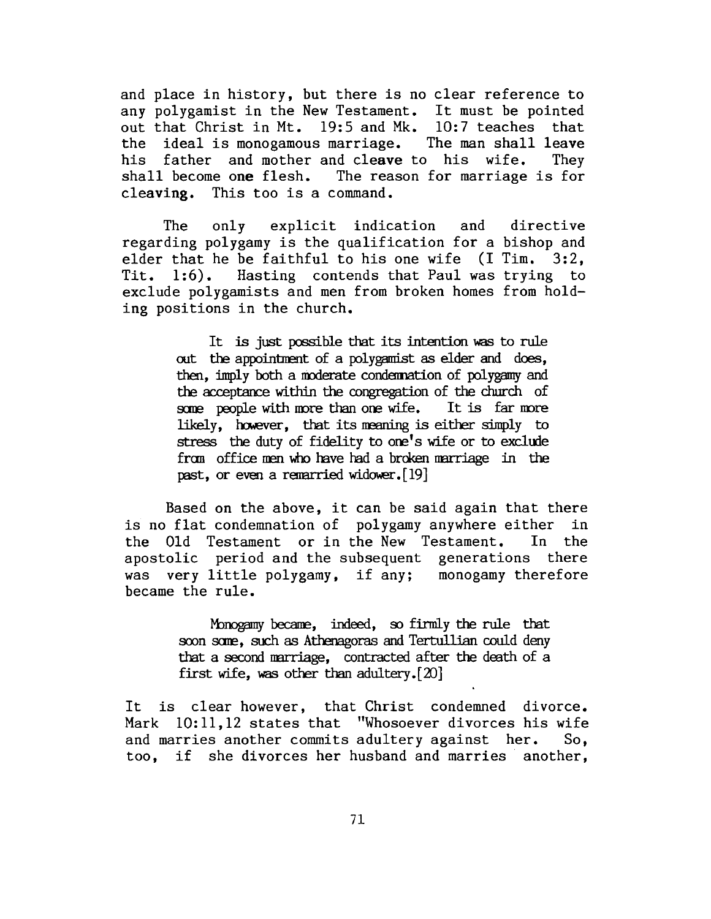and place in history, but there is no clear reference to any polygamist in the New Testament. It must be pointed out that Christ in Mt. 19:5 and Mk. 10:7 teaches that the ideal is monogamous marriage. The man shall **leave** his father and mother and **cleave** to his wife. They shall become **one** flesh. The reason for marriage is for **cleaving**. This too is a command.

The only explicit indication and directive regarding polygamy is the qualification for a bishop and elder that he be faithful to his one wife (I Tim. 3:2, Tit. 1:6). Hasting contends that Paul was trying to exclude polygamists and men from broken homes from holding positions in the church.

> It is just possible that its intention was to rule out the appointment of a polygamist as elder and does, then, imply both a moderate condemnation of polygamy and the acceptance within the congregation of the church of some people with more than one wife. It is far more likely, however, that its meaning is either simply to stress the duty of fidelity to one's wife or to exclude from office men who have had a broken marriage in the past, or even a remarried widower.[19]

Based on the above, it can be said again that there is no flat condemnation of polygamy anywhere either in the Old Testament or in the New Testament. In the apostolic period and the subsequent generations there was very little polygamy, if any; monogamy therefore became the rule.

> Monogamy became, indeed, so firmly the rule that soon some, such as Athenagoras and Tertullian could deny that a second marriage, contracted after the death of a first wife, was other than adultery.[20]

It is clear however, that Christ condemned divorce. Mark 10:11,12 states that "Whosoever divorces his wife and marries another commits adultery against her. So, too, if she divorces her husband and marries another,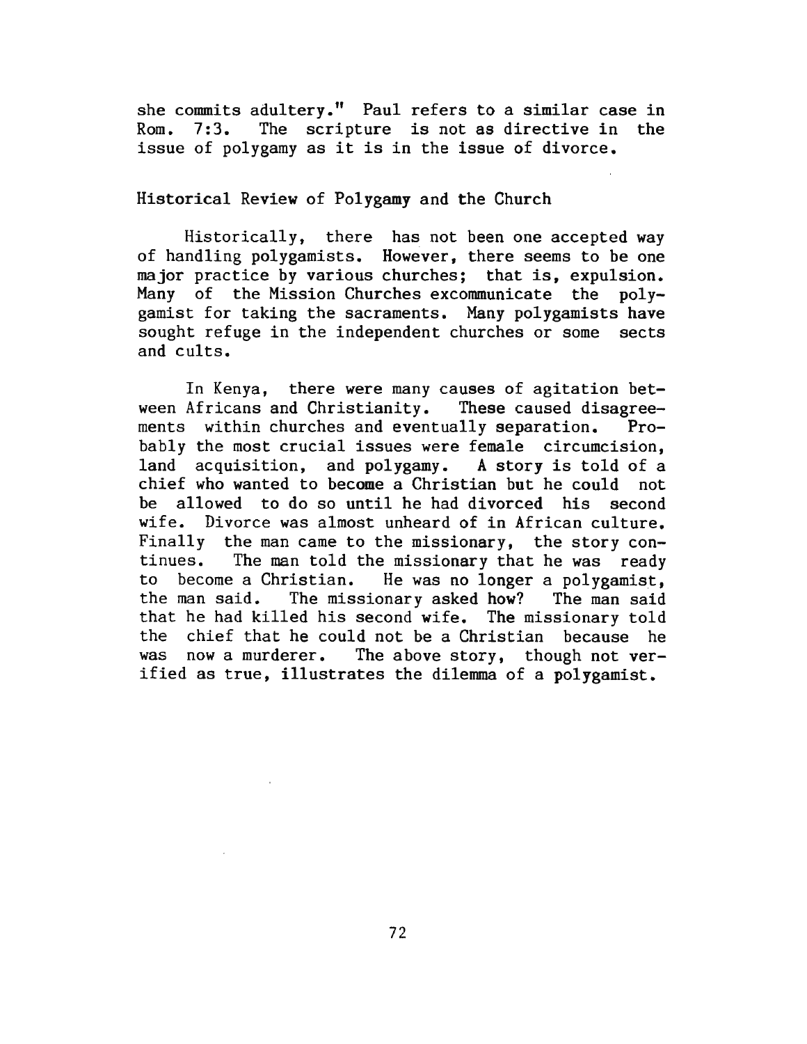she commits adultery." Paul refers to a similar case in Rom. 7:3. The scripture is not as directive in the issue of polygamy as it is in the issue of divorce.

## Historical Review of Polygamy and the Church

Historically, there has not been one accepted way of handling polygamists. However, there seems to be one major practice by various churches; that is, expulsion. Many of the Mission Churches excommunicate the polygamist for taking the sacraments. Many polygamists have sought refuge in the independent churches or some sects and cults.

In Kenya, there were many causes of agitation between Africans and Christianity. These caused disagreements within churches and eventually separation. Probably the most crucial issues were female circumcision, land acquisition, and polygamy. A story is told of a chief who wanted to become a Christian but he could not be allowed to do so until he had divorced his second wife. Divorce was almost unheard of in African culture. Finally the man came to the missionary, the story continues. The man told the missionary that he was ready to become a Christian. He was no longer a polygamist, the man said. The missionary asked how? The man said that he had killed his second wife. The missionary told the chief that he could not be a Christian because he was now a murderer. The above story, though not verified as true, illustrates the dilemma of a polygamist.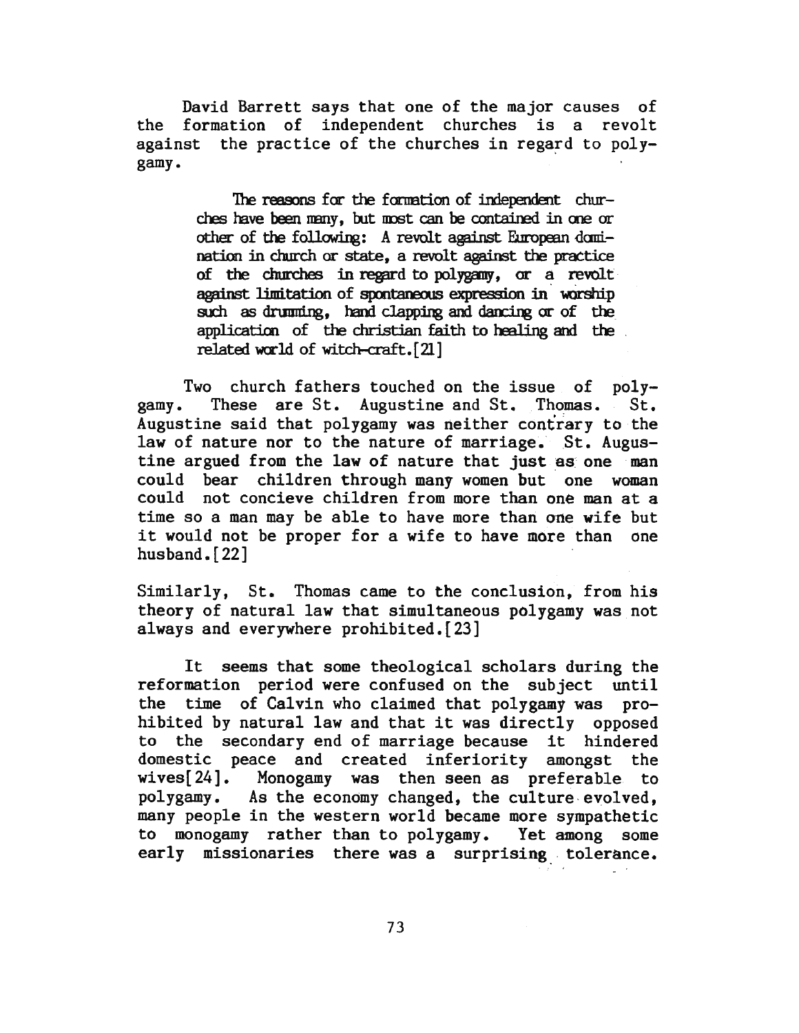David Barrett says that one of the major causes of the formation of independent churches is a revolt against the practice of the churches in regard to polygamy.

> The reasons for the formation of independent churches have been many, but most can be contained in one or other of the following: A revolt against European domination in church or state, a revolt against the practice of the churches in regard to polygamy, or a revolt against limitation of spontaneous expression in worship such as drumming, hand clapping and dancing or of the application of the christian faith to healing and the related world of witch-craft.[21]

Two church fathers touched on the issue of polygamy. These are St. Augustine and St. Thomas. St. Augustine said that polygamy was neither contrary to the law of nature nor to the nature of marriage. St. Augustine argued from the law of nature that just as one man could bear children through many women but one woman could not concieve children from more than one man at a time so a man may be able to have more than one wife but it would not be proper for a wife to have more than one husband.[22]

Similarly, St. Thomas came to the conclusion, from his theory of natural law that simultaneous polygamy was not always and everywhere prohibited.[23]

It seems that some theological scholars during the reformation period were confused on the subject until the time of Calvin who claimed that polygamy was prohibited by natural law and that it was directly opposed to the secondary end of marriage because it hindered domestic peace and created inferiority amongst the wives[24]. Monogamy was then seen as preferable to polygamy. As the economy changed, the culture evolved, many people in the western world became more sympathetic to monogamy rather than to polygamy. Yet among some early missionaries there was a surprising tolerance.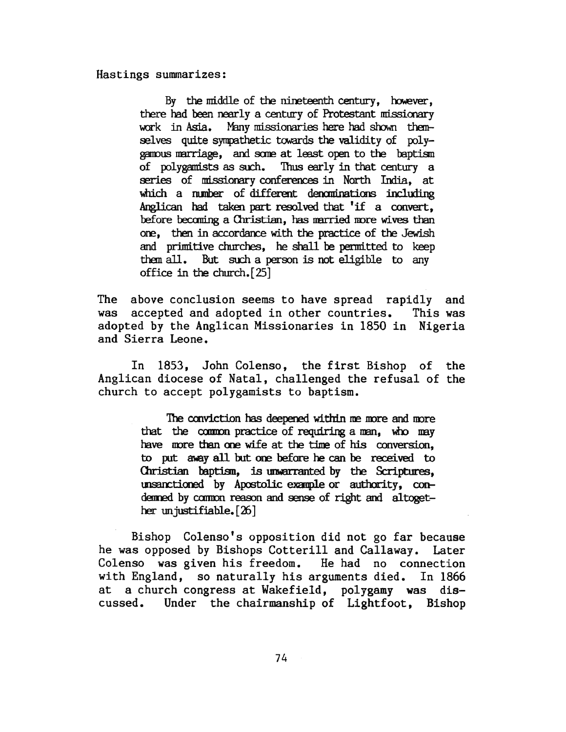Hastings summarizes:

> By the middle of the nineteenth century, however, there had been nearly a century of Protestant missionary work in Asia. Many missionaries here had shown themselves quite sympathetic towards the validity of polygamous marriage, and some at least open to the baptism of polygamists as such. Thus early in that century a series of missionary conferences in North India, at which a number of different denominations including Anglican had taken part resolved that 'if a convert, before becoming a Christian, has married more wives than one, then in accordance with the practice of the Jewish and primitive churches, he shall be permitted to keep them all. But such a person is not eligible to any office in the church.[25]

The above conclusion seems to have spread rapidly and was accepted and adopted in other countries. This was adopted by the Anglican Missionaries in 1850 in Nigeria and Sierra Leone.

In 1853, John Colenso, the first Bishop of the Anglican diocese of Natal, challenged the refusal of the church to accept polygamists to baptism.

> The conviction has deepened within me more and more that the common practice of requiring a man, who may have more than one wife at the time of his conversion, to put away all but one before he can be received to Christian baptism, is unwarranted by the Scriptures, unsanctioned by Apostolic example or authority, condemned by common reason and sense of right and altogether unjustifiable.[26]

Bishop Colenso's opposition did not go far because he was opposed by Bishops Cotterill and Callaway. Later Colenso was given his freedom. He had no connection with England, so naturally his arguments died. In 1866 at a church congress at Wakefield, polygamy was discussed. Under the chairmanship of Lightfoot, Bishop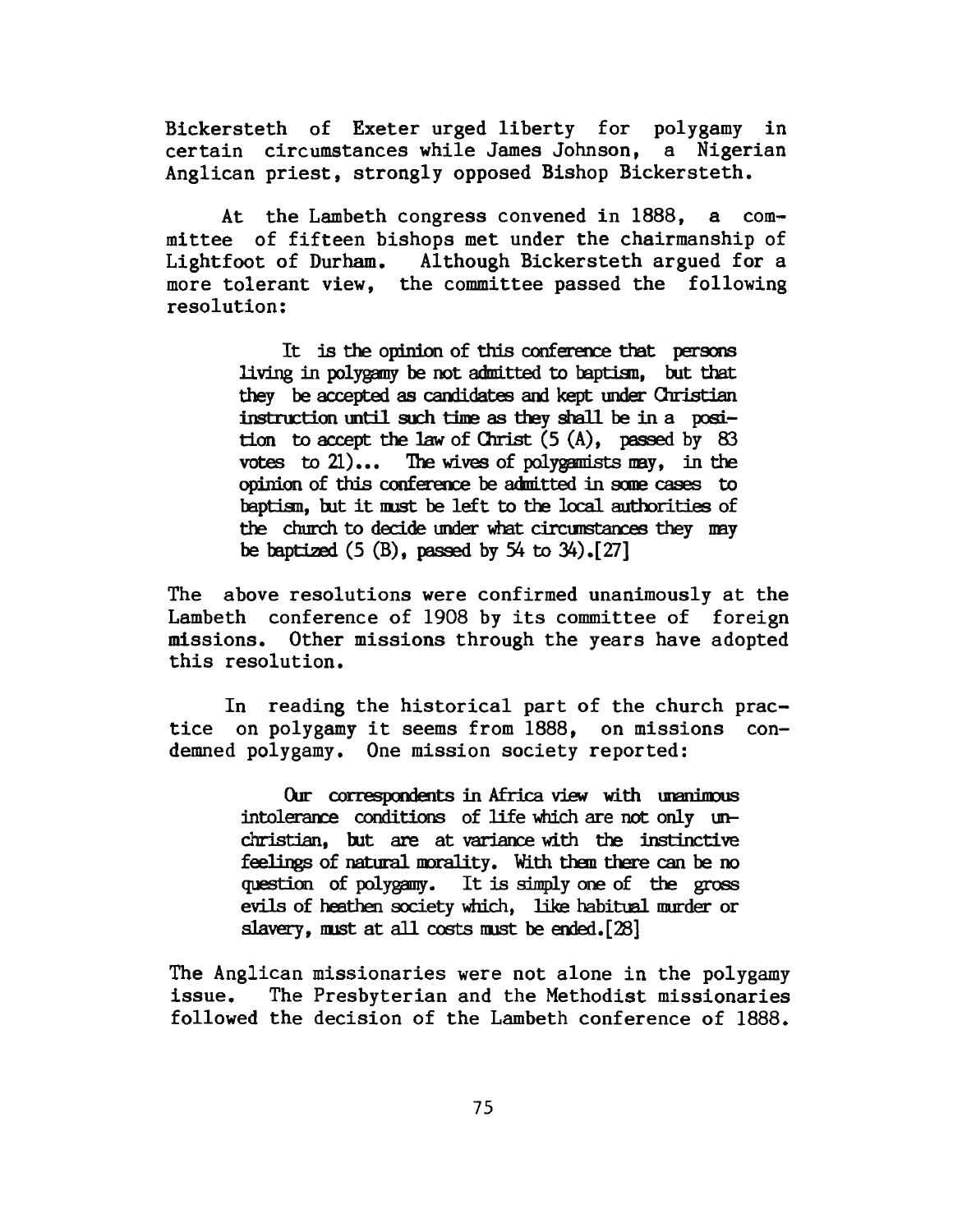Bickersteth of Exeter urged liberty for polygamy in certain circumstances while James Johnson, a Nigerian Anglican priest, strongly opposed Bishop Bickersteth.

At the Lambeth congress convened in 1888, a committee of fifteen bishops met under the chairmanship of Lightfoot of Durham. Although Bickersteth argued for a more tolerant view, the committee passed the following resolution:

> It is the opinion of this conference that persons living in polygamy be not admitted to baptism, but that they be accepted as candidates and kept under Christian instruction until such time as they shall be in a position to accept the law of Christ (5 (A), passed by 83 votes to 21)... The wives of polygamists may, in the opinion of this conference be admitted in some cases to baptism, but it must be left to the local authorities of the church to decide under what circumstances they may be baptized (5 (B), passed by 54 to 34).[27]

The above resolutions were confirmed unanimously at the Lambeth conference of 1908 by its committee of foreign missions. Other missions through the years have adopted this resolution.

In reading the historical part of the church practice on polygamy it seems from 1888, on missions condemned polygamy. One mission society reported:

> Our correspondents in Africa view with unanimous intolerance conditions of life which are not only unchristian, but are at variance with the instinctive feelings of natural morality. With them there can be no question of polygamy. It is simply one of the gross evils of heathen society which, like habitual murder or slavery, must at all costs must be ended.[28]

The Anglican missionaries were not alone in the polygamy issue. The Presbyterian and the Methodist missionaries followed the decision of the Lambeth conference of 1888.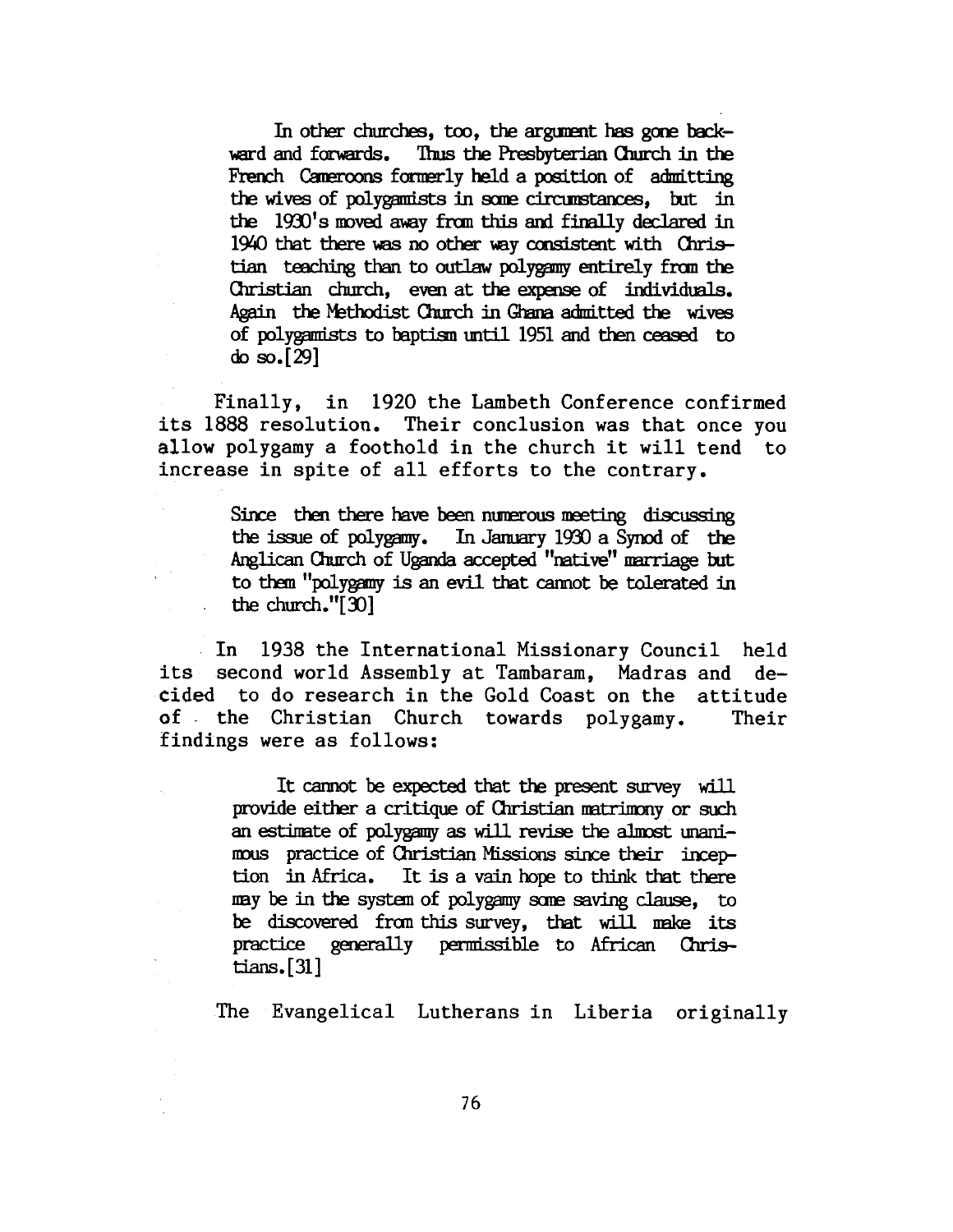> In other churches, too, the argument has gone backward and forwards. Thus the Presbyterian Church in the French Cameroons formerly held a position of admitting the wives of polygamists in some circumstances, but in the 1930's moved away from this and finally declared in 1940 that there was no other way consistent with Christian teaching than to outlaw polygamy entirely from the Christian church, even at the expense of individuals. Again the Methodist Church in Ghana admitted the wives of polygamists to baptism until 1951 and then ceased to do so.[29]

Finally, in 1920 the Lambeth Conference confirmed its 1888 resolution. Their conclusion was that once you allow polygamy a foothold in the church it will tend to increase in spite of all efforts to the contrary.

> Since then there have been numerous meeting discussing the issue of polygamy. In January 1930 a Synod of the Anglican Church of Uganda accepted "native" marriage but to them "polygamy is an evil that cannot be tolerated in the church."[30]

In 1938 the International Missionary Council held its second world Assembly at Tambaram, Madras and decided to do research in the Gold Coast on the attitude of the Christian Church towards polygamy. Their findings were as follows:

> It cannot be expected that the present survey will provide either a critique of Christian matrimony or such an estimate of polygamy as will revise the almost unanimous practice of Christian Missions since their inception in Africa. It is a vain hope to think that there may be in the system of polygamy some saving clause, to be discovered from this survey, that will make its practice generally permissible to African Christians.[31]

The Evangelical Lutherans in Liberia originally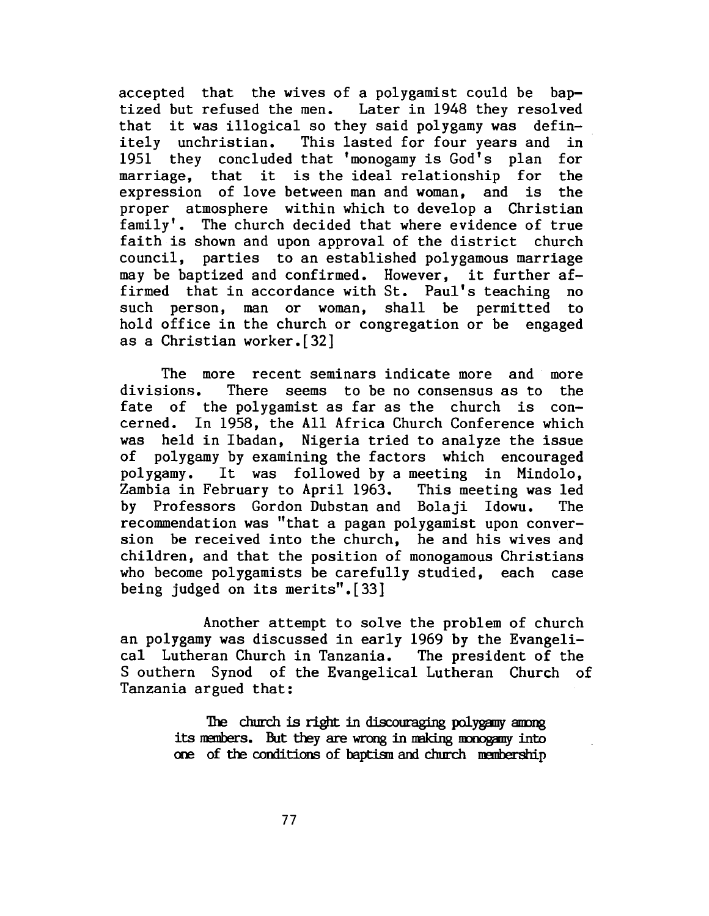accepted that the wives of a polygamist could be baptized but refused the men. Later in 1948 they resolved that it was illogical so they said polygamy was definitely unchristian. This lasted for four years and in 1951 they concluded that 'monogamy is God's plan for marriage, that it is the ideal relationship for the expression of love between man and woman, and is the proper atmosphere within which to develop a Christian family'. The church decided that where evidence of true faith is shown and upon approval of the district church council, parties to an established polygamous marriage may be baptized and confirmed. However, it further affirmed that in accordance with St. Paul's teaching no such person, man or woman, shall be permitted to hold office in the church or congregation or be engaged as a Christian worker.[32]

The more recent seminars indicate more and more divisions. There seems to be no consensus as to the fate of the polygamist as far as the church is concerned. In 1958, the All Africa Church Conference which was held in Ibadan, Nigeria tried to analyze the issue of polygamy by examining the factors which encouraged polygamy. It was followed by a meeting in Mindolo, Zambia in February to April 1963. This meeting was led by Professors Gordon Dubstan and Bolaji Idowu. The recommendation was "that a pagan polygamist upon conversion be received into the church, he and his wives and children, and that the position of monogamous Christians who become polygamists be carefully studied, each case being judged on its merits".[33]

Another attempt to solve the problem of church an polygamy was discussed in early 1969 by the Evangelical Lutheran Church in Tanzania. The president of the S outhern Synod of the Evangelical Lutheran Church of Tanzania argued that:

> The church is right in discouraging polygamy among its members. But they are wrong in making monogamy into one of the conditions of baptism and church membership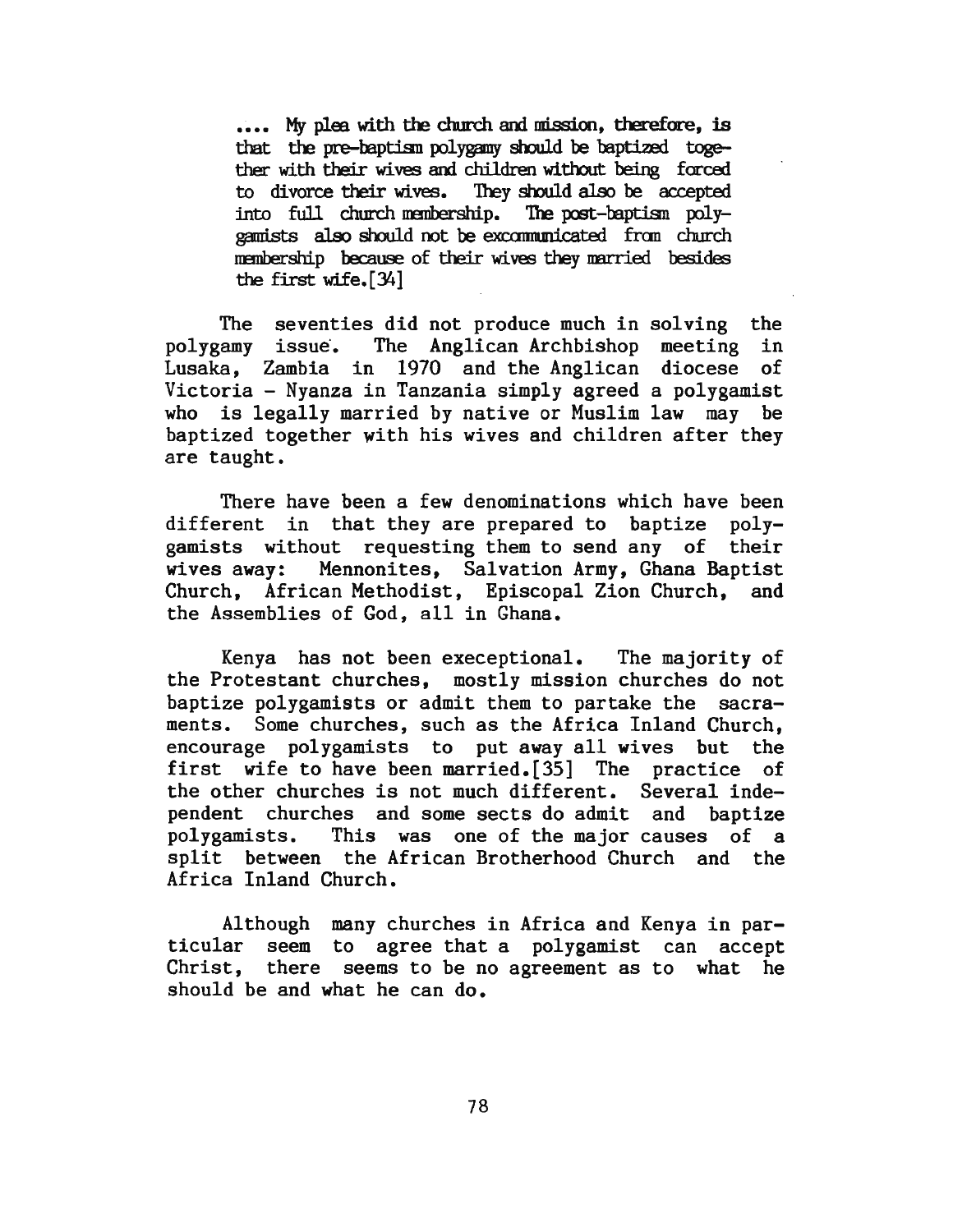> .... My plea with the church and mission, therefore, is that the pre-baptism polygamy should be baptized together with their wives and children without being forced to divorce their wives. They should also be accepted into full church membership. The post-baptism polygamists also should not be excommunicated from church membership because of their wives they married besides the first wife.[34]

The seventies did not produce much in solving the polygamy issue. The Anglican Archbishop meeting in Lusaka, Zambia in 1970 and the Anglican diocese of Victoria - Nyanza in Tanzania simply agreed a polygamist who is legally married by native or Muslim law may be baptized together with his wives and children after they are taught.

There have been a few denominations which have been different in that they are prepared to baptize polygamists without requesting them to send any of their wives away: Mennonites, Salvation Army, Ghana Baptist Church, African Methodist, Episcopal Zion Church, and the Assemblies of God, all in Ghana.

Kenya has not been execeptional. The majority of the Protestant churches, mostly mission churches do not baptize polygamists or admit them to partake the sacraments. Some churches, such as the Africa Inland Church, encourage polygamists to put away all wives but the first wife to have been married.[35] The practice of the other churches is not much different. Several independent churches and some sects do admit and baptize polygamists. This was one of the major causes of a split between the African Brotherhood Church and the Africa Inland Church.

Although many churches in Africa and Kenya in particular seem to agree that a polygamist can accept Christ, there seems to be no agreement as to what he should be and what he can do.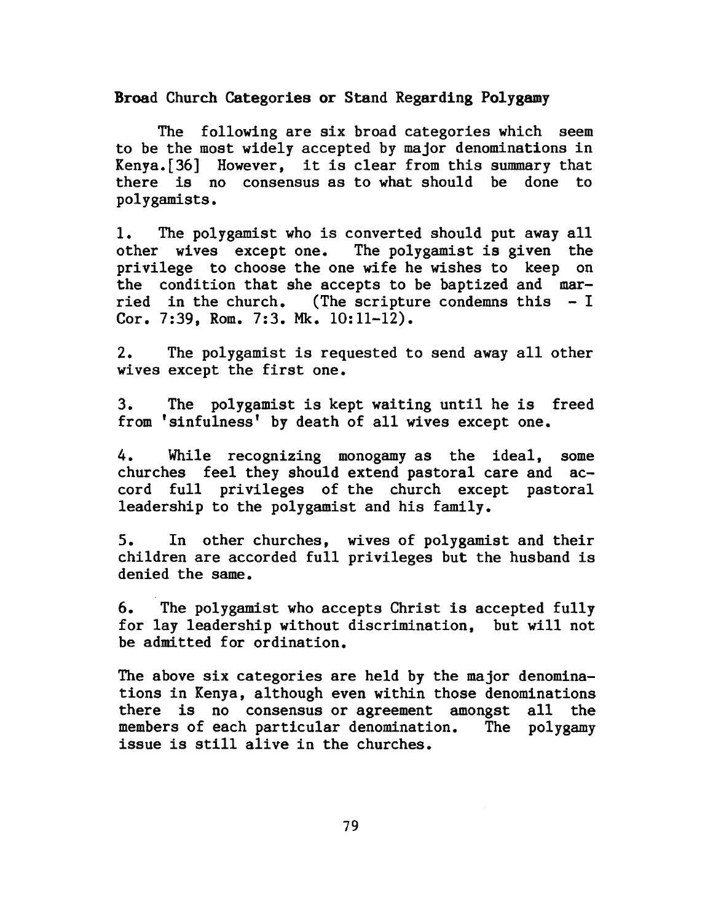## Broad Church Categories or Stand Regarding Polygamy

The following are six broad categories which seem to be the most widely accepted by major denominations in Kenya.[36] However, it is clear from this summary that there is no consensus as to what should be done to polygamists.

1. The polygamist who is converted should put away all other wives except one. The polygamist is given the privilege to choose the one wife he wishes to keep on the condition that she accepts to be baptized and married in the church. (The scripture condemns this - I Cor. 7:39, Rom. 7:3. Mk. 10:11-12).

2. The polygamist is requested to send away all other wives except the first one.

3. The polygamist is kept waiting until he is freed from 'sinfulness' by death of all wives except one.

4. While recognizing monogamy as the ideal, some churches feel they should extend pastoral care and accord full privileges of the church except pastoral leadership to the polygamist and his family.

5. In other churches, wives of polygamist and their children are accorded full privileges but the husband is denied the same.

6. The polygamist who accepts Christ is accepted fully for lay leadership without discrimination, but will not be admitted for ordination.

The above six categories are held by the major denominations in Kenya, although even within those denominations there is no consensus or agreement amongst all the members of each particular denomination. The polygamy issue is still alive in the churches.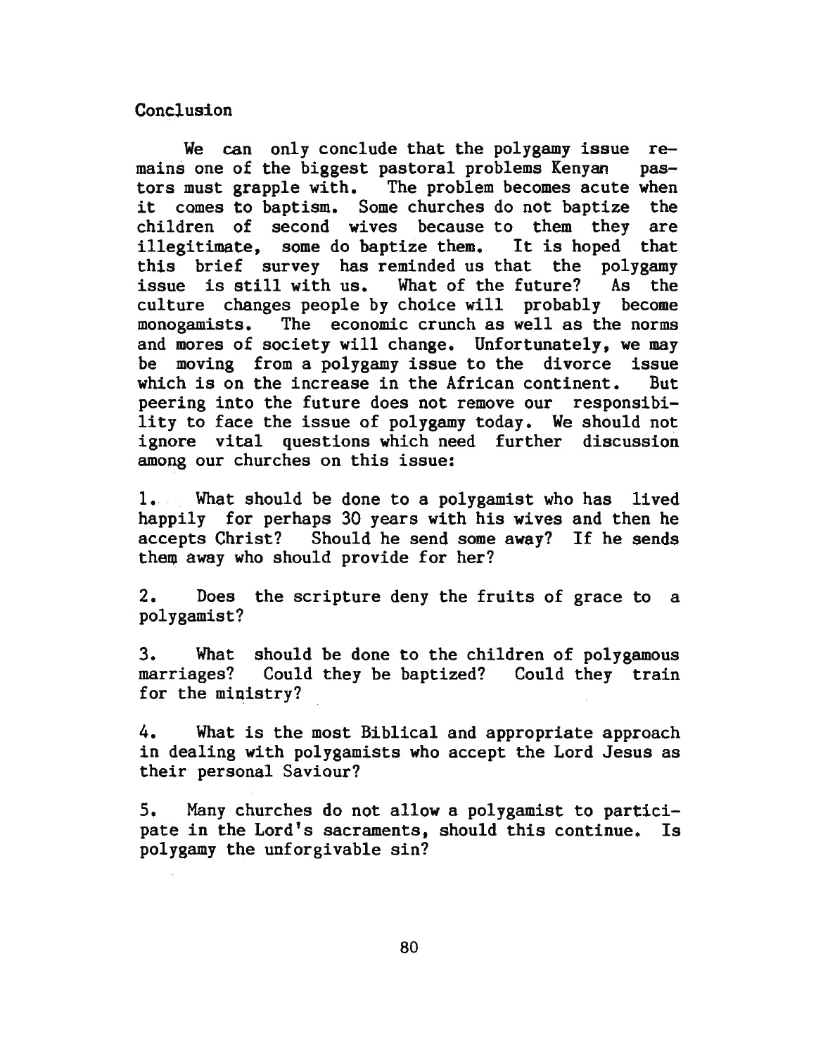## Conclusion

We can only conclude that the polygamy issue remains one of the biggest pastoral problems Kenyan pastors must grapple with. The problem becomes acute when it comes to baptism. Some churches do not baptize the children of second wives because to them they are illegitimate, some do baptize them. It is hoped that this brief survey has reminded us that the polygamy issue is still with us. What of the future? As the culture changes people by choice will probably become monogamists. The economic crunch as well as the norms and mores of society will change. Unfortunately, we may be moving from a polygamy issue to the divorce issue which is on the increase in the African continent. But peering into the future does not remove our responsibility to face the issue of polygamy today. We should not ignore vital questions which need further discussion among our churches on this issue:

1. What should be done to a polygamist who has lived happily for perhaps 30 years with his wives and then he accepts Christ? Should he send some away? If he sends them away who should provide for her?

2. Does the scripture deny the fruits of grace to a polygamist?

3. What should be done to the children of polygamous marriages? Could they be baptized? Could they train for the ministry?

4. What is the most Biblical and appropriate approach in dealing with polygamists who accept the Lord Jesus as their personal Saviour?

5. Many churches do not allow a polygamist to participate in the Lord's sacraments, should this continue. Is polygamy the unforgivable sin?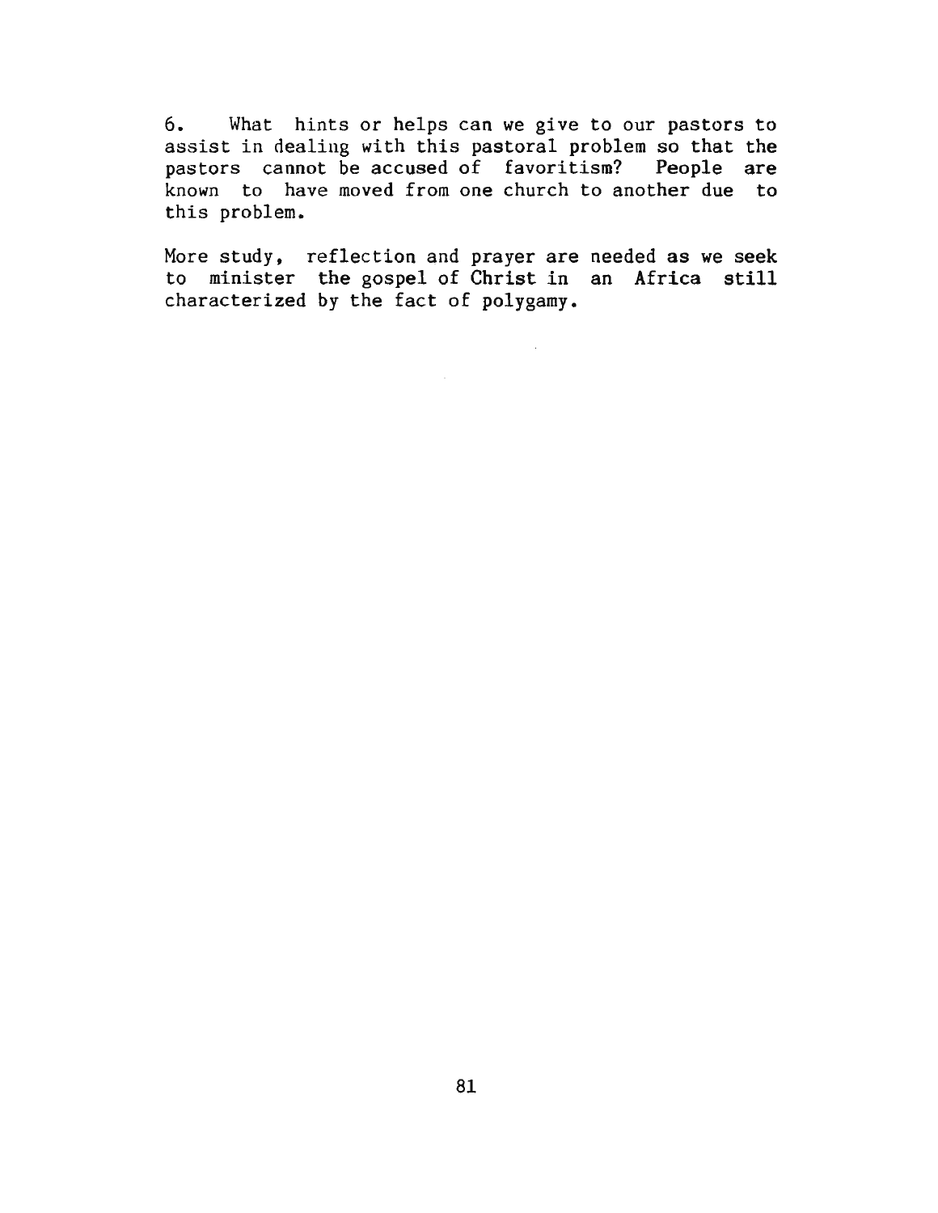6. What hints or helps can we give to our pastors to assist in dealing with this pastoral problem so that the pastors cannot be accused of favoritism? People are known to have moved from one church to another due to this problem.

More study, reflection and prayer are needed as we seek to minister the gospel of Christ in an Africa still characterized by the fact of polygamy.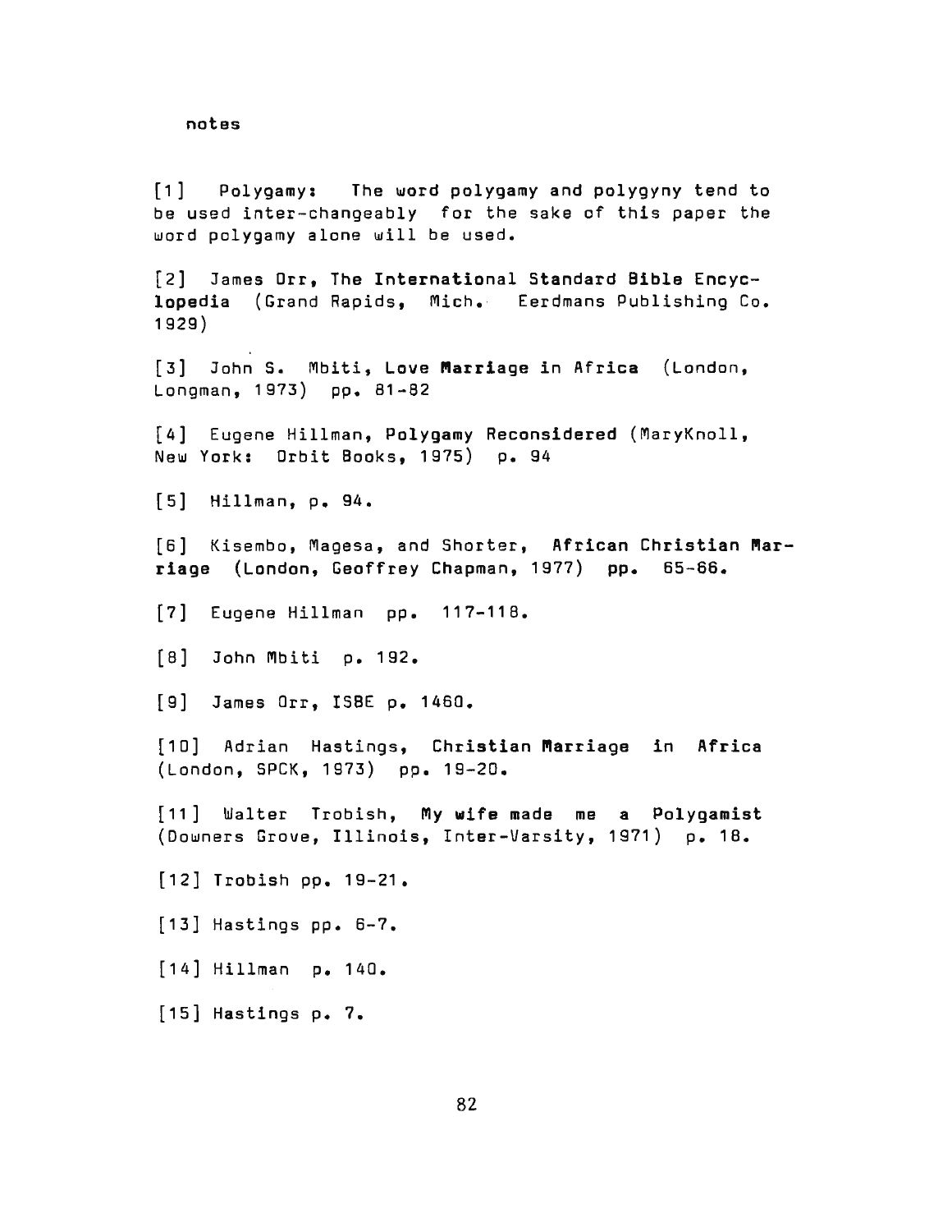notes

[1] Polygamy: The word polygamy and polygyny tend to be used inter-changeably for the sake of this paper the word polygamy alone will be used.

[2] James Orr, **The International Standard Bible Encyclopedia** (Grand Rapids, Mich. Eerdmans Publishing Co. 1929)

[3] John S. Mbiti, **Love Marriage in Africa** (London, Longman, 1973) pp. 81-82

[4] Eugene Hillman, **Polygamy Reconsidered** (MaryKnoll, New York: Orbit Books, 1975) p. 94

[5] Hillman, p. 94.

[6] Kisembo, Magesa, and Shorter, **African Christian Marriage** (London, Geoffrey Chapman, 1977) pp. 65-66.

[7] Eugene Hillman pp. 117-118.

[8] John Mbiti p. 192.

[9] James Orr, ISBE p. 1460.

[10] Adrian Hastings, **Christian Marriage in Africa** (London, SPCK, 1973) pp. 19-20.

[11] Walter Trobish, **My wife made me a Polygamist** (Downers Grove, Illinois, Inter-Varsity, 1971) p. 18.

[12] Trobish pp. 19-21.

[13] Hastings pp. 6-7.

[14] Hillman p. 140.

[15] Hastings p. 7.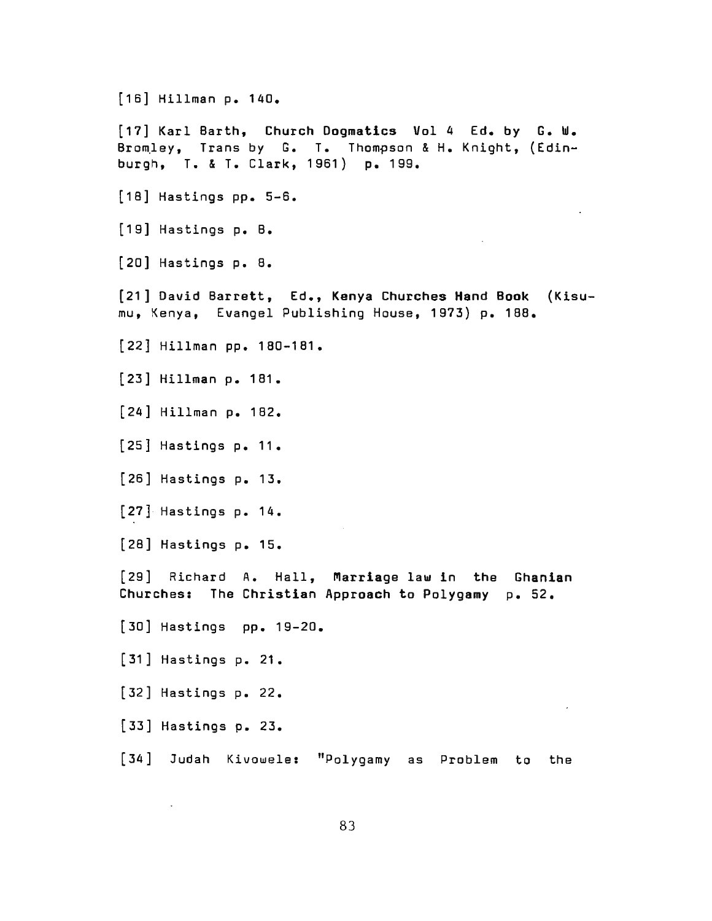[16] Hillman p. 140.

[17] Karl Barth, **Church Dogmatics** Vol 4 Ed. by G. W. Bromley, Trans by G. T. Thompson & H. Knight, (Edinburgh, T. & T. Clark, 1961) p. 199.

[18] Hastings pp. 5-6.

[19] Hastings p. 8.

[20] Hastings p. 8.

[21] David Barrett, Ed., **Kenya Churches Hand Book** (Kisumu, Kenya, Evangel Publishing House, 1973) p. 188.

[22] Hillman pp. 180-181.

[23] Hillman p. 181.

[24] Hillman p. 182.

[25] Hastings p. 11.

[26] Hastings p. 13.

[27] Hastings p. 14.

[28] Hastings p. 15.

[29] Richard A. Hall, **Marriage law in the Ghanian Churches: The Christian Approach to Polygamy** p. 52.

[30] Hastings pp. 19-20.

[31] Hastings p. 21.

[32] Hastings p. 22.

[33] Hastings p. 23.

[34] Judah Kivowele: "Polygamy as Problem to the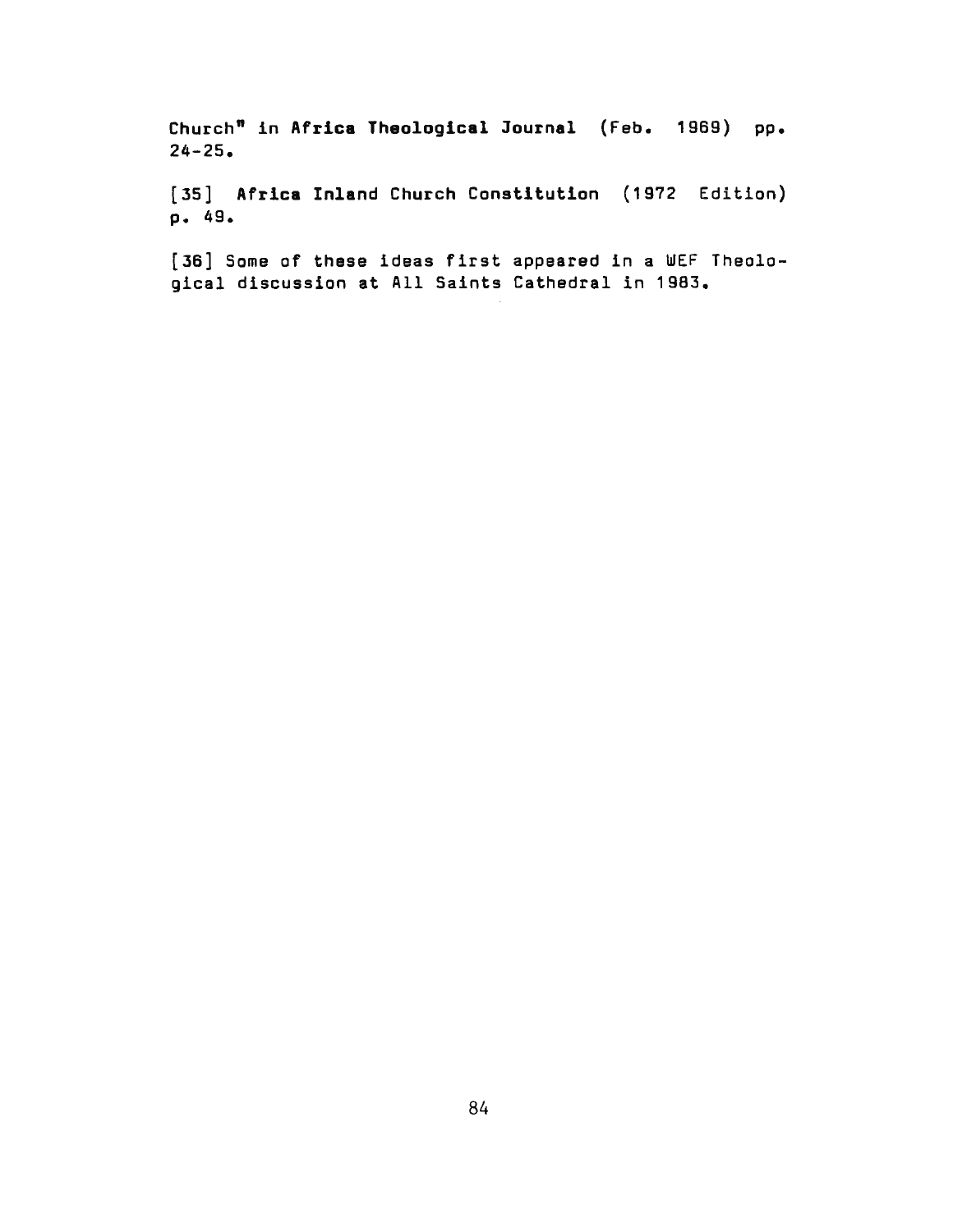Church" in **Africa Theological Journal** (Feb. 1969) pp. 24-25.

[35] **Africa Inland** Church Constitution (1972 Edition) p. 49.

[36] Some of these ideas first appeared in a WEF Theological discussion at All Saints Cathedral in 1983.